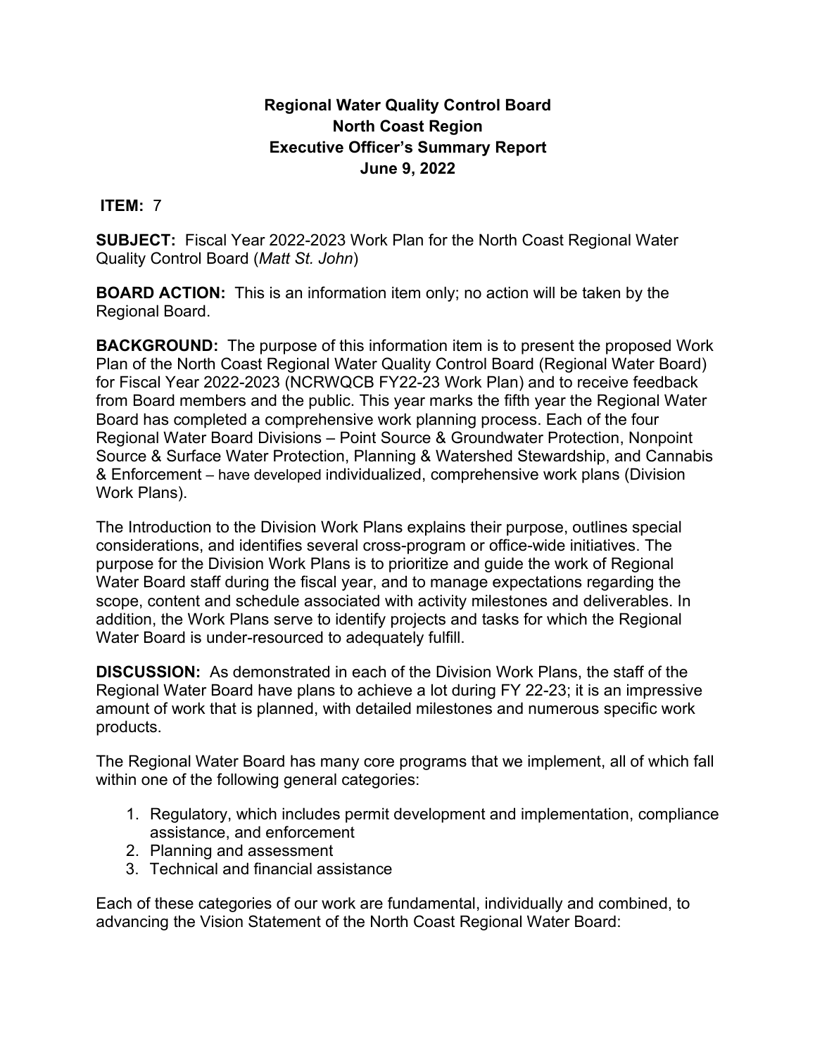**Regional Water Quality Control Board**
**North Coast Region**
**Executive Officer's Summary Report**
**June 9, 2022**

**ITEM:** 7

**SUBJECT:** Fiscal Year 2022-2023 Work Plan for the North Coast Regional Water Quality Control Board (*Matt St. John*)

**BOARD ACTION:** This is an information item only; no action will be taken by the Regional Board.

**BACKGROUND:** The purpose of this information item is to present the proposed Work Plan of the North Coast Regional Water Quality Control Board (Regional Water Board) for Fiscal Year 2022-2023 (NCRWQCB FY22-23 Work Plan) and to receive feedback from Board members and the public. This year marks the fifth year the Regional Water Board has completed a comprehensive work planning process. Each of the four Regional Water Board Divisions – Point Source & Groundwater Protection, Nonpoint Source & Surface Water Protection, Planning & Watershed Stewardship, and Cannabis & Enforcement – have developed individualized, comprehensive work plans (Division Work Plans).

The Introduction to the Division Work Plans explains their purpose, outlines special considerations, and identifies several cross-program or office-wide initiatives. The purpose for the Division Work Plans is to prioritize and guide the work of Regional Water Board staff during the fiscal year, and to manage expectations regarding the scope, content and schedule associated with activity milestones and deliverables. In addition, the Work Plans serve to identify projects and tasks for which the Regional Water Board is under-resourced to adequately fulfill.

**DISCUSSION:** As demonstrated in each of the Division Work Plans, the staff of the Regional Water Board have plans to achieve a lot during FY 22-23; it is an impressive amount of work that is planned, with detailed milestones and numerous specific work products.

The Regional Water Board has many core programs that we implement, all of which fall within one of the following general categories:

1. Regulatory, which includes permit development and implementation, compliance assistance, and enforcement
2. Planning and assessment
3. Technical and financial assistance

Each of these categories of our work are fundamental, individually and combined, to advancing the Vision Statement of the North Coast Regional Water Board: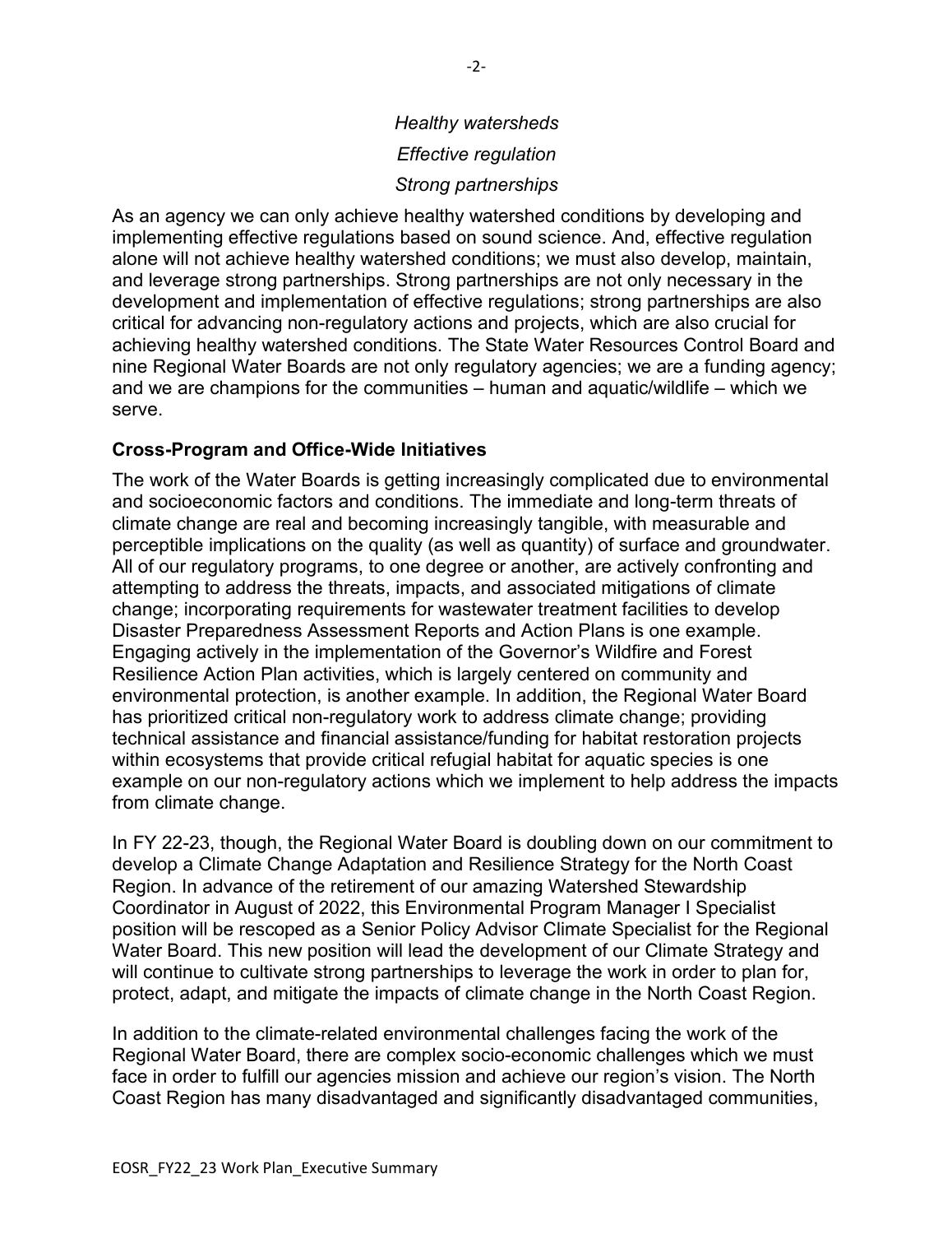*Healthy watersheds*

*Effective regulation*

*Strong partnerships*

As an agency we can only achieve healthy watershed conditions by developing and implementing effective regulations based on sound science. And, effective regulation alone will not achieve healthy watershed conditions; we must also develop, maintain, and leverage strong partnerships. Strong partnerships are not only necessary in the development and implementation of effective regulations; strong partnerships are also critical for advancing non-regulatory actions and projects, which are also crucial for achieving healthy watershed conditions. The State Water Resources Control Board and nine Regional Water Boards are not only regulatory agencies; we are a funding agency; and we are champions for the communities – human and aquatic/wildlife – which we serve.

**Cross-Program and Office-Wide Initiatives**

The work of the Water Boards is getting increasingly complicated due to environmental and socioeconomic factors and conditions. The immediate and long-term threats of climate change are real and becoming increasingly tangible, with measurable and perceptible implications on the quality (as well as quantity) of surface and groundwater. All of our regulatory programs, to one degree or another, are actively confronting and attempting to address the threats, impacts, and associated mitigations of climate change; incorporating requirements for wastewater treatment facilities to develop Disaster Preparedness Assessment Reports and Action Plans is one example. Engaging actively in the implementation of the Governor's Wildfire and Forest Resilience Action Plan activities, which is largely centered on community and environmental protection, is another example. In addition, the Regional Water Board has prioritized critical non-regulatory work to address climate change; providing technical assistance and financial assistance/funding for habitat restoration projects within ecosystems that provide critical refugial habitat for aquatic species is one example on our non-regulatory actions which we implement to help address the impacts from climate change.

In FY 22-23, though, the Regional Water Board is doubling down on our commitment to develop a Climate Change Adaptation and Resilience Strategy for the North Coast Region. In advance of the retirement of our amazing Watershed Stewardship Coordinator in August of 2022, this Environmental Program Manager I Specialist position will be rescoped as a Senior Policy Advisor Climate Specialist for the Regional Water Board. This new position will lead the development of our Climate Strategy and will continue to cultivate strong partnerships to leverage the work in order to plan for, protect, adapt, and mitigate the impacts of climate change in the North Coast Region.

In addition to the climate-related environmental challenges facing the work of the Regional Water Board, there are complex socio-economic challenges which we must face in order to fulfill our agencies mission and achieve our region's vision. The North Coast Region has many disadvantaged and significantly disadvantaged communities,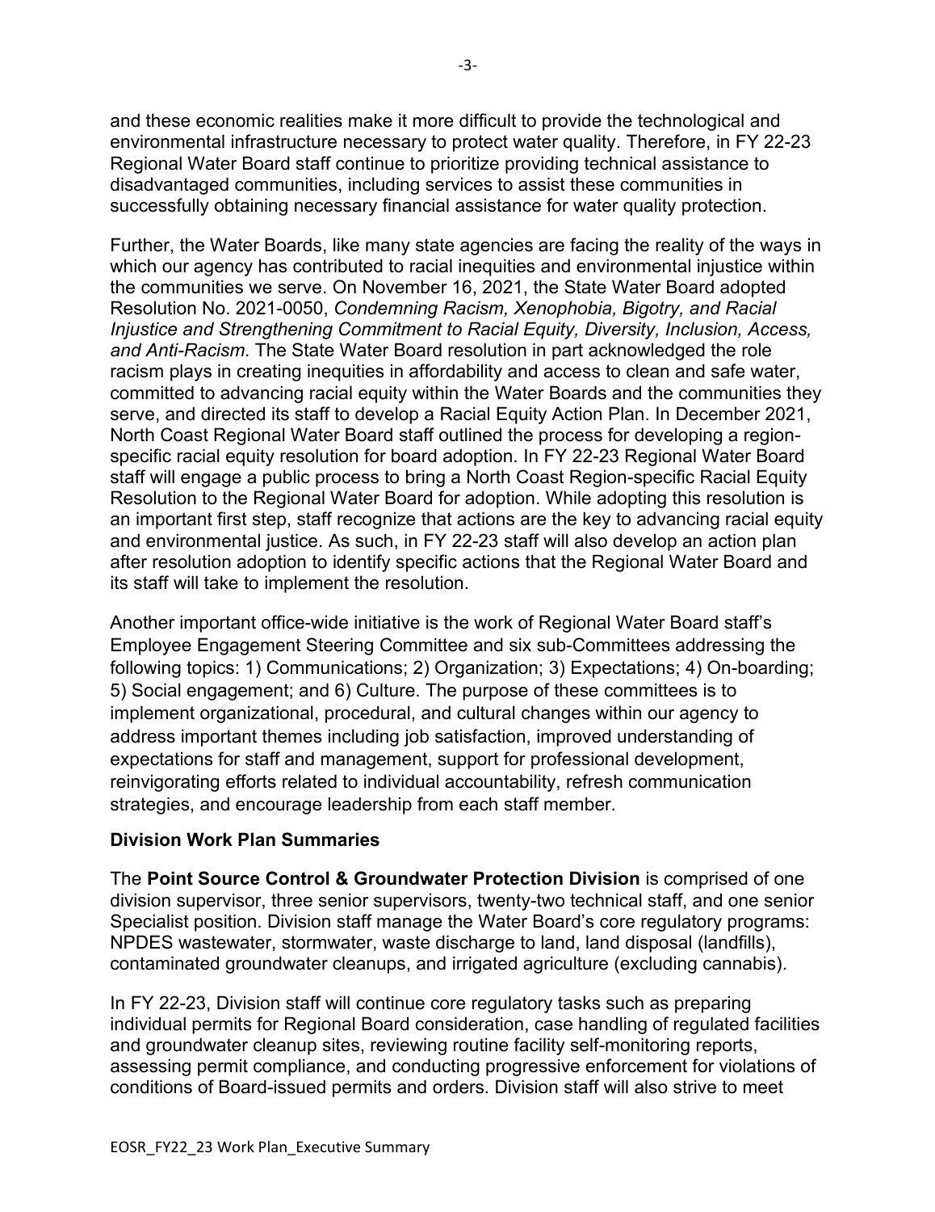and these economic realities make it more difficult to provide the technological and environmental infrastructure necessary to protect water quality. Therefore, in FY 22-23 Regional Water Board staff continue to prioritize providing technical assistance to disadvantaged communities, including services to assist these communities in successfully obtaining necessary financial assistance for water quality protection.

Further, the Water Boards, like many state agencies are facing the reality of the ways in which our agency has contributed to racial inequities and environmental injustice within the communities we serve. On November 16, 2021, the State Water Board adopted Resolution No. 2021-0050, *Condemning Racism, Xenophobia, Bigotry, and Racial Injustice and Strengthening Commitment to Racial Equity, Diversity, Inclusion, Access, and Anti-Racism*. The State Water Board resolution in part acknowledged the role racism plays in creating inequities in affordability and access to clean and safe water, committed to advancing racial equity within the Water Boards and the communities they serve, and directed its staff to develop a Racial Equity Action Plan. In December 2021, North Coast Regional Water Board staff outlined the process for developing a region-specific racial equity resolution for board adoption. In FY 22-23 Regional Water Board staff will engage a public process to bring a North Coast Region-specific Racial Equity Resolution to the Regional Water Board for adoption. While adopting this resolution is an important first step, staff recognize that actions are the key to advancing racial equity and environmental justice. As such, in FY 22-23 staff will also develop an action plan after resolution adoption to identify specific actions that the Regional Water Board and its staff will take to implement the resolution.

Another important office-wide initiative is the work of Regional Water Board staff's Employee Engagement Steering Committee and six sub-Committees addressing the following topics: 1) Communications; 2) Organization; 3) Expectations; 4) On-boarding; 5) Social engagement; and 6) Culture. The purpose of these committees is to implement organizational, procedural, and cultural changes within our agency to address important themes including job satisfaction, improved understanding of expectations for staff and management, support for professional development, reinvigorating efforts related to individual accountability, refresh communication strategies, and encourage leadership from each staff member.

**Division Work Plan Summaries**

The **Point Source Control & Groundwater Protection Division** is comprised of one division supervisor, three senior supervisors, twenty-two technical staff, and one senior Specialist position. Division staff manage the Water Board's core regulatory programs: NPDES wastewater, stormwater, waste discharge to land, land disposal (landfills), contaminated groundwater cleanups, and irrigated agriculture (excluding cannabis).

In FY 22-23, Division staff will continue core regulatory tasks such as preparing individual permits for Regional Board consideration, case handling of regulated facilities and groundwater cleanup sites, reviewing routine facility self-monitoring reports, assessing permit compliance, and conducting progressive enforcement for violations of conditions of Board-issued permits and orders. Division staff will also strive to meet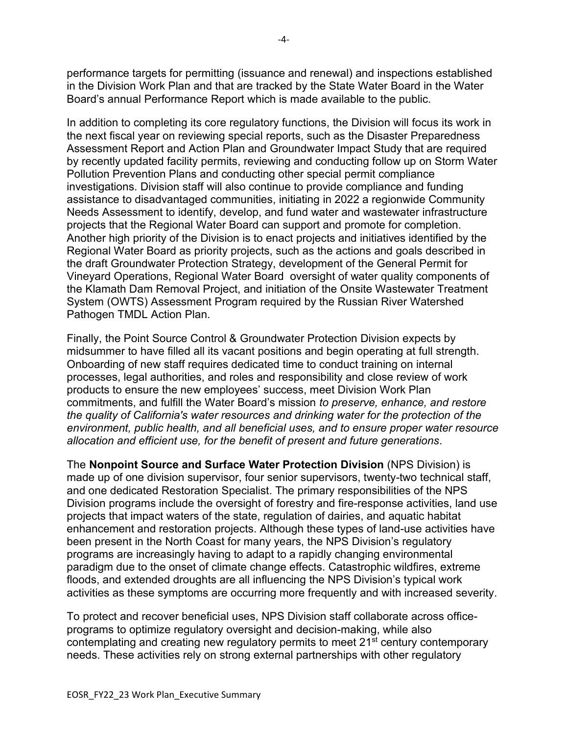performance targets for permitting (issuance and renewal) and inspections established in the Division Work Plan and that are tracked by the State Water Board in the Water Board's annual Performance Report which is made available to the public.

In addition to completing its core regulatory functions, the Division will focus its work in the next fiscal year on reviewing special reports, such as the Disaster Preparedness Assessment Report and Action Plan and Groundwater Impact Study that are required by recently updated facility permits, reviewing and conducting follow up on Storm Water Pollution Prevention Plans and conducting other special permit compliance investigations. Division staff will also continue to provide compliance and funding assistance to disadvantaged communities, initiating in 2022 a regionwide Community Needs Assessment to identify, develop, and fund water and wastewater infrastructure projects that the Regional Water Board can support and promote for completion. Another high priority of the Division is to enact projects and initiatives identified by the Regional Water Board as priority projects, such as the actions and goals described in the draft Groundwater Protection Strategy, development of the General Permit for Vineyard Operations, Regional Water Board oversight of water quality components of the Klamath Dam Removal Project, and initiation of the Onsite Wastewater Treatment System (OWTS) Assessment Program required by the Russian River Watershed Pathogen TMDL Action Plan.

Finally, the Point Source Control & Groundwater Protection Division expects by midsummer to have filled all its vacant positions and begin operating at full strength. Onboarding of new staff requires dedicated time to conduct training on internal processes, legal authorities, and roles and responsibility and close review of work products to ensure the new employees' success, meet Division Work Plan commitments, and fulfill the Water Board's mission *to preserve, enhance, and restore the quality of California's water resources and drinking water for the protection of the environment, public health, and all beneficial uses, and to ensure proper water resource allocation and efficient use, for the benefit of present and future generations*.

The **Nonpoint Source and Surface Water Protection Division** (NPS Division) is made up of one division supervisor, four senior supervisors, twenty-two technical staff, and one dedicated Restoration Specialist. The primary responsibilities of the NPS Division programs include the oversight of forestry and fire-response activities, land use projects that impact waters of the state, regulation of dairies, and aquatic habitat enhancement and restoration projects. Although these types of land-use activities have been present in the North Coast for many years, the NPS Division's regulatory programs are increasingly having to adapt to a rapidly changing environmental paradigm due to the onset of climate change effects. Catastrophic wildfires, extreme floods, and extended droughts are all influencing the NPS Division's typical work activities as these symptoms are occurring more frequently and with increased severity.

To protect and recover beneficial uses, NPS Division staff collaborate across office-programs to optimize regulatory oversight and decision-making, while also contemplating and creating new regulatory permits to meet 21st century contemporary needs. These activities rely on strong external partnerships with other regulatory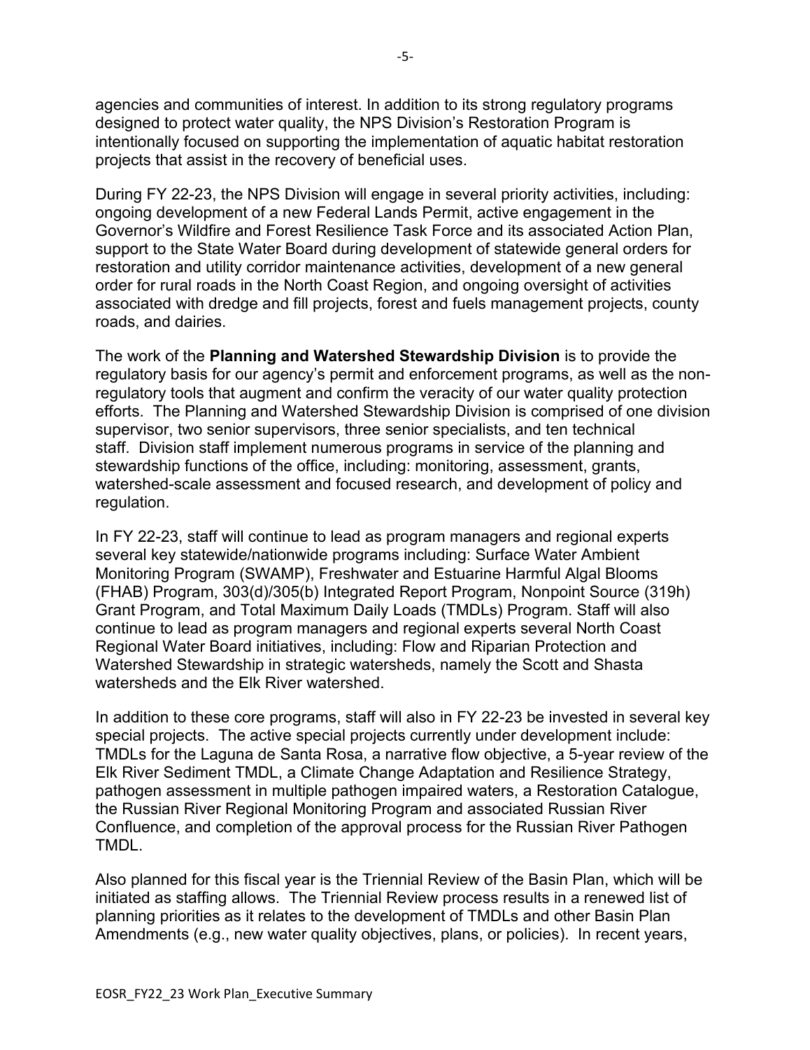agencies and communities of interest. In addition to its strong regulatory programs designed to protect water quality, the NPS Division's Restoration Program is intentionally focused on supporting the implementation of aquatic habitat restoration projects that assist in the recovery of beneficial uses.

During FY 22-23, the NPS Division will engage in several priority activities, including: ongoing development of a new Federal Lands Permit, active engagement in the Governor's Wildfire and Forest Resilience Task Force and its associated Action Plan, support to the State Water Board during development of statewide general orders for restoration and utility corridor maintenance activities, development of a new general order for rural roads in the North Coast Region, and ongoing oversight of activities associated with dredge and fill projects, forest and fuels management projects, county roads, and dairies.

The work of the **Planning and Watershed Stewardship Division** is to provide the regulatory basis for our agency's permit and enforcement programs, as well as the non-regulatory tools that augment and confirm the veracity of our water quality protection efforts. The Planning and Watershed Stewardship Division is comprised of one division supervisor, two senior supervisors, three senior specialists, and ten technical staff. Division staff implement numerous programs in service of the planning and stewardship functions of the office, including: monitoring, assessment, grants, watershed-scale assessment and focused research, and development of policy and regulation.

In FY 22-23, staff will continue to lead as program managers and regional experts several key statewide/nationwide programs including: Surface Water Ambient Monitoring Program (SWAMP), Freshwater and Estuarine Harmful Algal Blooms (FHAB) Program, 303(d)/305(b) Integrated Report Program, Nonpoint Source (319h) Grant Program, and Total Maximum Daily Loads (TMDLs) Program. Staff will also continue to lead as program managers and regional experts several North Coast Regional Water Board initiatives, including: Flow and Riparian Protection and Watershed Stewardship in strategic watersheds, namely the Scott and Shasta watersheds and the Elk River watershed.

In addition to these core programs, staff will also in FY 22-23 be invested in several key special projects. The active special projects currently under development include: TMDLs for the Laguna de Santa Rosa, a narrative flow objective, a 5-year review of the Elk River Sediment TMDL, a Climate Change Adaptation and Resilience Strategy, pathogen assessment in multiple pathogen impaired waters, a Restoration Catalogue, the Russian River Regional Monitoring Program and associated Russian River Confluence, and completion of the approval process for the Russian River Pathogen TMDL.

Also planned for this fiscal year is the Triennial Review of the Basin Plan, which will be initiated as staffing allows. The Triennial Review process results in a renewed list of planning priorities as it relates to the development of TMDLs and other Basin Plan Amendments (e.g., new water quality objectives, plans, or policies). In recent years,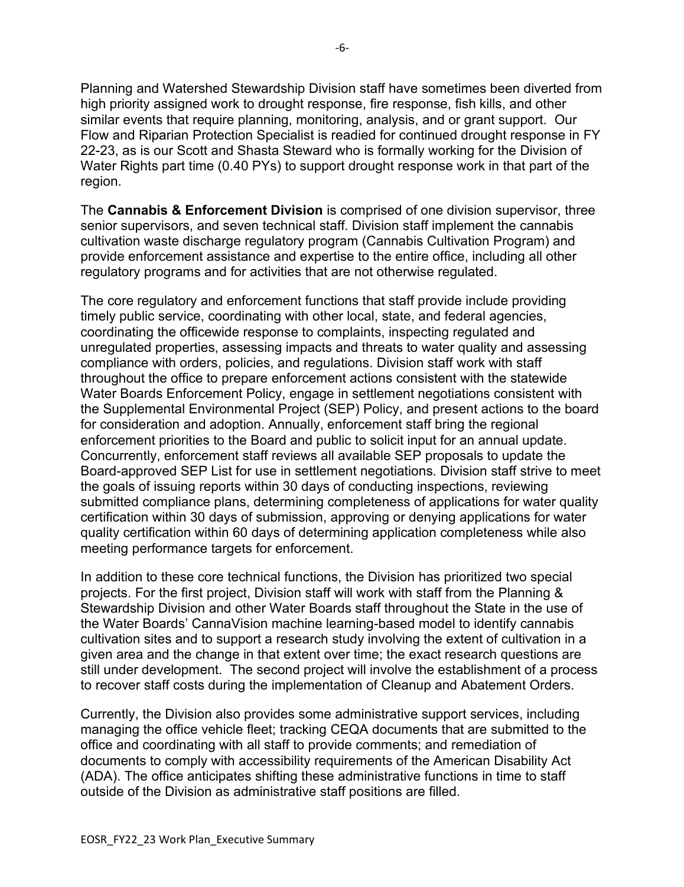Planning and Watershed Stewardship Division staff have sometimes been diverted from high priority assigned work to drought response, fire response, fish kills, and other similar events that require planning, monitoring, analysis, and or grant support. Our Flow and Riparian Protection Specialist is readied for continued drought response in FY 22-23, as is our Scott and Shasta Steward who is formally working for the Division of Water Rights part time (0.40 PYs) to support drought response work in that part of the region.

The **Cannabis & Enforcement Division** is comprised of one division supervisor, three senior supervisors, and seven technical staff. Division staff implement the cannabis cultivation waste discharge regulatory program (Cannabis Cultivation Program) and provide enforcement assistance and expertise to the entire office, including all other regulatory programs and for activities that are not otherwise regulated.

The core regulatory and enforcement functions that staff provide include providing timely public service, coordinating with other local, state, and federal agencies, coordinating the officewide response to complaints, inspecting regulated and unregulated properties, assessing impacts and threats to water quality and assessing compliance with orders, policies, and regulations. Division staff work with staff throughout the office to prepare enforcement actions consistent with the statewide Water Boards Enforcement Policy, engage in settlement negotiations consistent with the Supplemental Environmental Project (SEP) Policy, and present actions to the board for consideration and adoption. Annually, enforcement staff bring the regional enforcement priorities to the Board and public to solicit input for an annual update. Concurrently, enforcement staff reviews all available SEP proposals to update the Board-approved SEP List for use in settlement negotiations. Division staff strive to meet the goals of issuing reports within 30 days of conducting inspections, reviewing submitted compliance plans, determining completeness of applications for water quality certification within 30 days of submission, approving or denying applications for water quality certification within 60 days of determining application completeness while also meeting performance targets for enforcement.

In addition to these core technical functions, the Division has prioritized two special projects. For the first project, Division staff will work with staff from the Planning & Stewardship Division and other Water Boards staff throughout the State in the use of the Water Boards' CannaVision machine learning-based model to identify cannabis cultivation sites and to support a research study involving the extent of cultivation in a given area and the change in that extent over time; the exact research questions are still under development. The second project will involve the establishment of a process to recover staff costs during the implementation of Cleanup and Abatement Orders.

Currently, the Division also provides some administrative support services, including managing the office vehicle fleet; tracking CEQA documents that are submitted to the office and coordinating with all staff to provide comments; and remediation of documents to comply with accessibility requirements of the American Disability Act (ADA). The office anticipates shifting these administrative functions in time to staff outside of the Division as administrative staff positions are filled.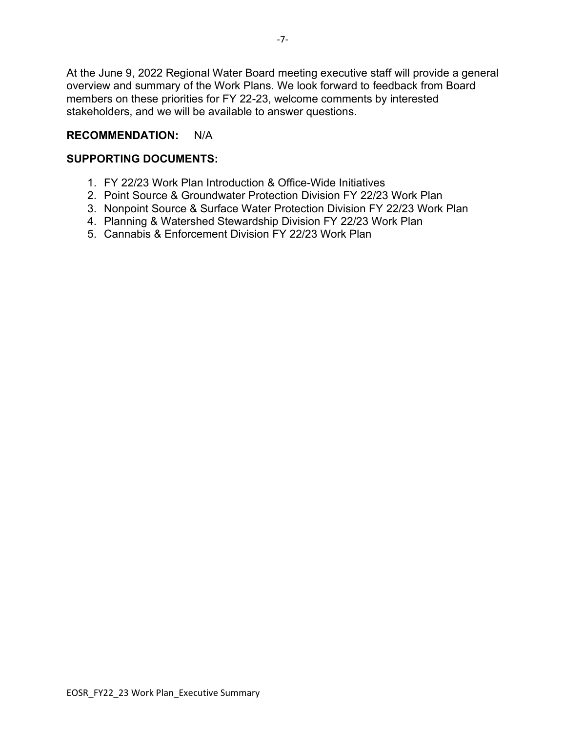At the June 9, 2022 Regional Water Board meeting executive staff will provide a general overview and summary of the Work Plans. We look forward to feedback from Board members on these priorities for FY 22-23, welcome comments by interested stakeholders, and we will be available to answer questions.

**RECOMMENDATION:** N/A

**SUPPORTING DOCUMENTS:**

1. FY 22/23 Work Plan Introduction & Office-Wide Initiatives
2. Point Source & Groundwater Protection Division FY 22/23 Work Plan
3. Nonpoint Source & Surface Water Protection Division FY 22/23 Work Plan
4. Planning & Watershed Stewardship Division FY 22/23 Work Plan
5. Cannabis & Enforcement Division FY 22/23 Work Plan